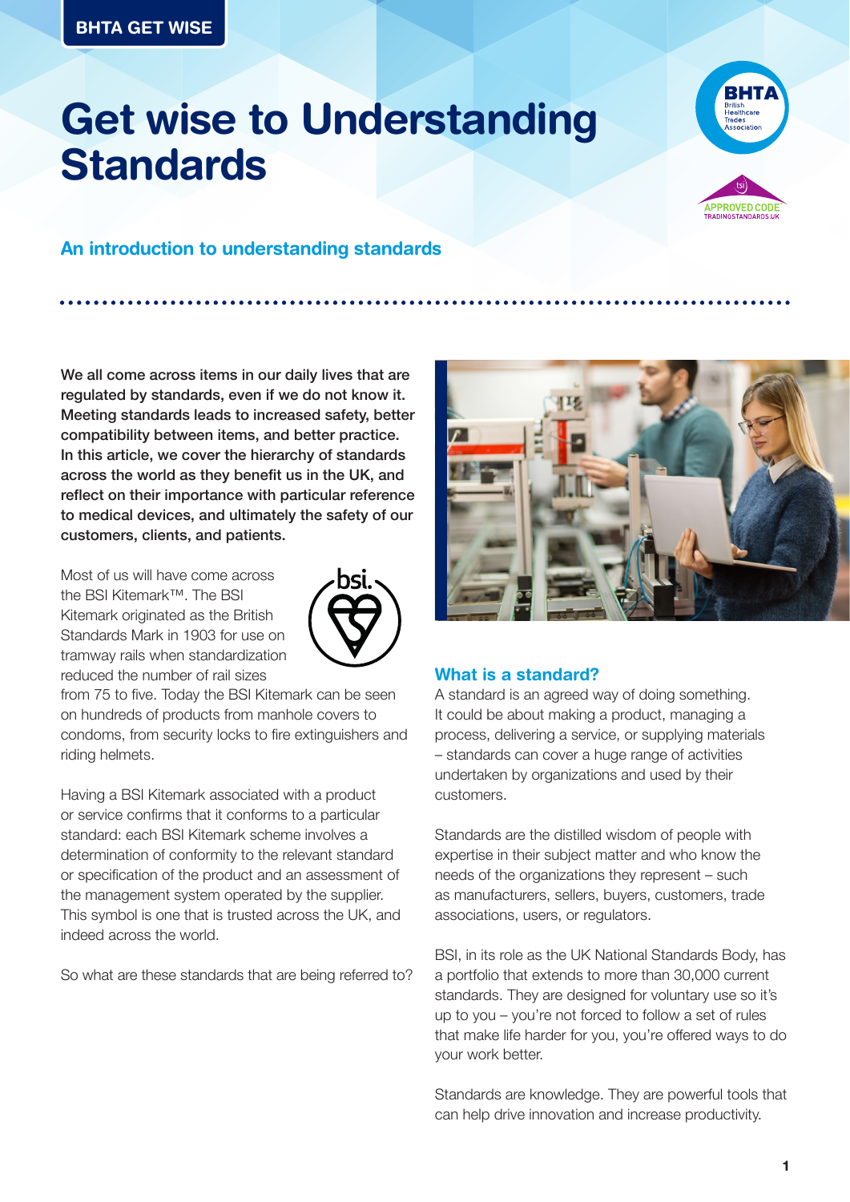BHTA GET WISE

# Get wise to Understanding Standards

## An introduction to understanding standards

**We all come across items in our daily lives that are regulated by standards, even if we do not know it. Meeting standards leads to increased safety, better compatibility between items, and better practice. In this article, we cover the hierarchy of standards across the world as they benefit us in the UK, and reflect on their importance with particular reference to medical devices, and ultimately the safety of our customers, clients, and patients.**

Most of us will have come across the BSI Kitemark™. The BSI Kitemark originated as the British Standards Mark in 1903 for use on tramway rails when standardization reduced the number of rail sizes from 75 to five. Today the BSI Kitemark can be seen on hundreds of products from manhole covers to condoms, from security locks to fire extinguishers and riding helmets.

Having a BSI Kitemark associated with a product or service confirms that it conforms to a particular standard: each BSI Kitemark scheme involves a determination of conformity to the relevant standard or specification of the product and an assessment of the management system operated by the supplier. This symbol is one that is trusted across the UK, and indeed across the world.

So what are these standards that are being referred to?

### What is a standard?

A standard is an agreed way of doing something. It could be about making a product, managing a process, delivering a service, or supplying materials – standards can cover a huge range of activities undertaken by organizations and used by their customers.

Standards are the distilled wisdom of people with expertise in their subject matter and who know the needs of the organizations they represent – such as manufacturers, sellers, buyers, customers, trade associations, users, or regulators.

BSI, in its role as the UK National Standards Body, has a portfolio that extends to more than 30,000 current standards. They are designed for voluntary use so it's up to you – you're not forced to follow a set of rules that make life harder for you, you're offered ways to do your work better.

Standards are knowledge. They are powerful tools that can help drive innovation and increase productivity.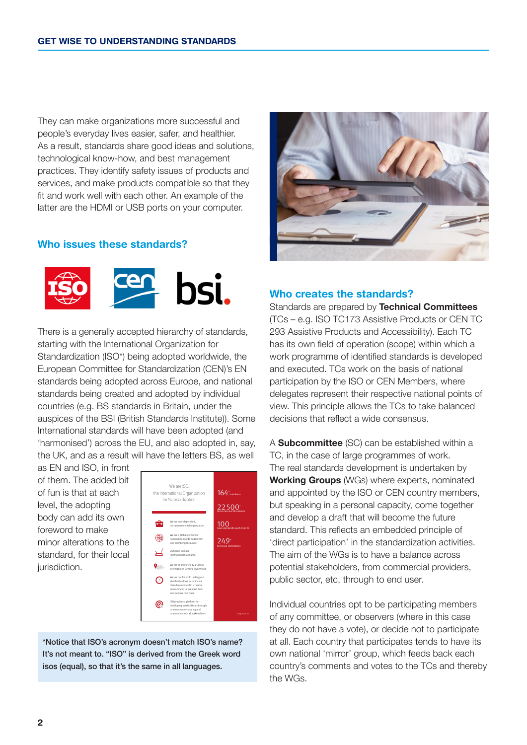They can make organizations more successful and people's everyday lives easier, safer, and healthier. As a result, standards share good ideas and solutions, technological know-how, and best management practices. They identify safety issues of products and services, and make products compatible so that they fit and work well with each other. An example of the latter are the HDMI or USB ports on your computer.

## Who issues these standards?

There is a generally accepted hierarchy of standards, starting with the International Organization for Standardization (ISO*) being adopted worldwide, the European Committee for Standardization (CEN)'s EN standards being adopted across Europe, and national standards being created and adopted by individual countries (e.g. BS standards in Britain, under the auspices of the BSI (British Standards Institute)). Some International standards will have been adopted (and 'harmonised') across the EU, and also adopted in, say, the UK, and as a result will have the letters BS, as well as EN and ISO, in front of them. The added bit of fun is that at each level, the adopting body can add its own foreword to make minor alterations to the standard, for their local jurisdiction.

*Notice that ISO's acronym doesn't match ISO's name? It's not meant to. "ISO" is derived from the Greek word isos (equal), so that it's the same in all languages.**

## Who creates the standards?

Standards are prepared by **Technical Committees** (TCs – e.g. ISO TC173 Assistive Products or CEN TC 293 Assistive Products and Accessibility). Each TC has its own field of operation (scope) within which a work programme of identified standards is developed and executed. TCs work on the basis of national participation by the ISO or CEN Members, where delegates represent their respective national points of view. This principle allows the TCs to take balanced decisions that reflect a wide consensus.

A **Subcommittee** (SC) can be established within a TC, in the case of large programmes of work. The real standards development is undertaken by **Working Groups** (WGs) where experts, nominated and appointed by the ISO or CEN country members, but speaking in a personal capacity, come together and develop a draft that will become the future standard. This reflects an embedded principle of 'direct participation' in the standardization activities. The aim of the WGs is to have a balance across potential stakeholders, from commercial providers, public sector, etc, through to end user.

Individual countries opt to be participating members of any committee, or observers (where in this case they do not have a vote), or decide not to participate at all. Each country that participates tends to have its own national 'mirror' group, which feeds back each country's comments and votes to the TCs and thereby the WGs.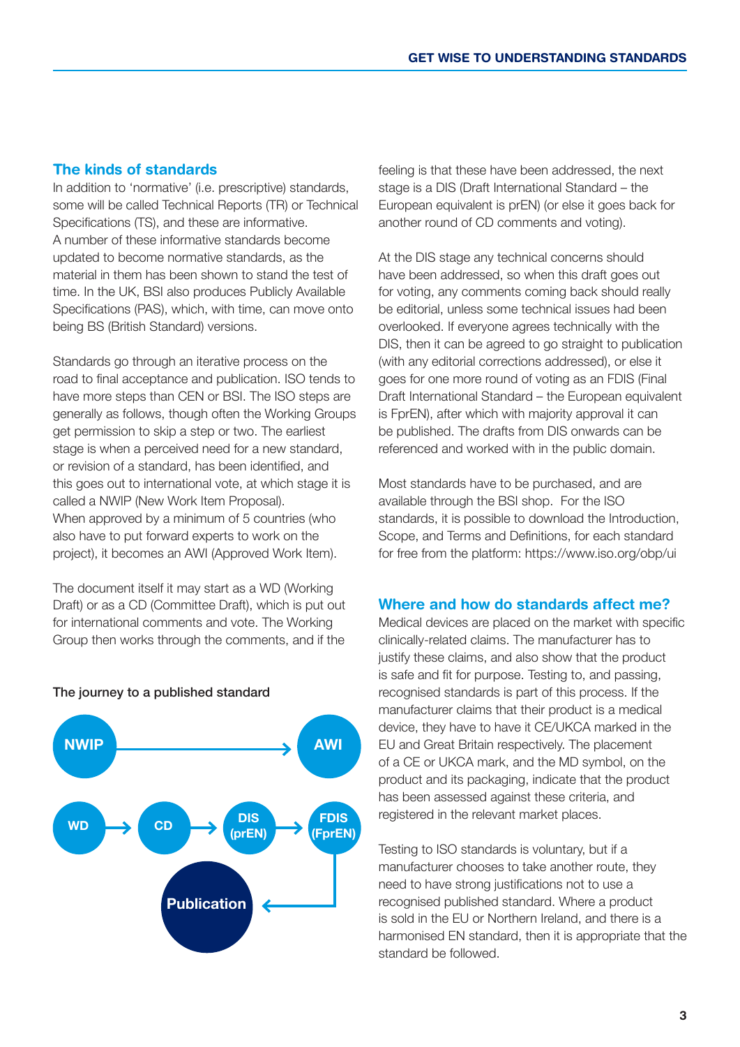## The kinds of standards

In addition to 'normative' (i.e. prescriptive) standards, some will be called Technical Reports (TR) or Technical Specifications (TS), and these are informative. A number of these informative standards become updated to become normative standards, as the material in them has been shown to stand the test of time. In the UK, BSI also produces Publicly Available Specifications (PAS), which, with time, can move onto being BS (British Standard) versions.

Standards go through an iterative process on the road to final acceptance and publication. ISO tends to have more steps than CEN or BSI. The ISO steps are generally as follows, though often the Working Groups get permission to skip a step or two. The earliest stage is when a perceived need for a new standard, or revision of a standard, has been identified, and this goes out to international vote, at which stage it is called a NWIP (New Work Item Proposal). When approved by a minimum of 5 countries (who also have to put forward experts to work on the project), it becomes an AWI (Approved Work Item).

The document itself it may start as a WD (Working Draft) or as a CD (Committee Draft), which is put out for international comments and vote. The Working Group then works through the comments, and if the feeling is that these have been addressed, the next stage is a DIS (Draft International Standard – the European equivalent is prEN) (or else it goes back for another round of CD comments and voting).

At the DIS stage any technical concerns should have been addressed, so when this draft goes out for voting, any comments coming back should really be editorial, unless some technical issues had been overlooked. If everyone agrees technically with the DIS, then it can be agreed to go straight to publication (with any editorial corrections addressed), or else it goes for one more round of voting as an FDIS (Final Draft International Standard – the European equivalent is FprEN), after which with majority approval it can be published. The drafts from DIS onwards can be referenced and worked with in the public domain.

Most standards have to be purchased, and are available through the BSI shop. For the ISO standards, it is possible to download the Introduction, Scope, and Terms and Definitions, for each standard for free from the platform: https://www.iso.org/obp/ui

The journey to a published standard

NWIP → AWI

WD → CD → DIS (prEN) → FDIS (FprEN) → Publication

## Where and how do standards affect me?

Medical devices are placed on the market with specific clinically-related claims. The manufacturer has to justify these claims, and also show that the product is safe and fit for purpose. Testing to, and passing, recognised standards is part of this process. If the manufacturer claims that their product is a medical device, they have to have it CE/UKCA marked in the EU and Great Britain respectively. The placement of a CE or UKCA mark, and the MD symbol, on the product and its packaging, indicate that the product has been assessed against these criteria, and registered in the relevant market places.

Testing to ISO standards is voluntary, but if a manufacturer chooses to take another route, they need to have strong justifications not to use a recognised published standard. Where a product is sold in the EU or Northern Ireland, and there is a harmonised EN standard, then it is appropriate that the standard be followed.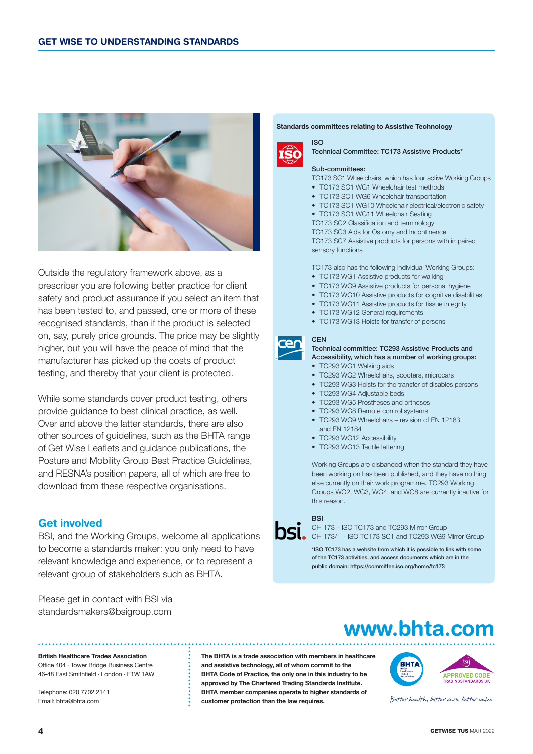Outside the regulatory framework above, as a prescriber you are following better practice for client safety and product assurance if you select an item that has been tested to, and passed, one or more of these recognised standards, than if the product is selected on, say, purely price grounds. The price may be slightly higher, but you will have the peace of mind that the manufacturer has picked up the costs of product testing, and thereby that your client is protected.

While some standards cover product testing, others provide guidance to best clinical practice, as well. Over and above the latter standards, there are also other sources of guidelines, such as the BHTA range of Get Wise Leaflets and guidance publications, the Posture and Mobility Group Best Practice Guidelines, and RESNA's position papers, all of which are free to download from these respective organisations.

## Get involved

BSI, and the Working Groups, welcome all applications to become a standards maker: you only need to have relevant knowledge and experience, or to represent a relevant group of stakeholders such as BHTA.

Please get in contact with BSI via standardsmakers@bsigroup.com

**Standards committees relating to Assistive Technology**

**ISO**

**Technical Committee: TC173 Assistive Products***

**Sub-committees:**

TC173 SC1 Wheelchairs, which has four active Working Groups

- TC173 SC1 WG1 Wheelchair test methods
- TC173 SC1 WG6 Wheelchair transportation
- TC173 SC1 WG10 Wheelchair electrical/electronic safety
- TC173 SC1 WG11 Wheelchair Seating

TC173 SC2 Classification and terminology

TC173 SC3 Aids for Ostomy and Incontinence

TC173 SC7 Assistive products for persons with impaired sensory functions

TC173 also has the following individual Working Groups:

- TC173 WG1 Assistive products for walking
- TC173 WG9 Assistive products for personal hygiene
- TC173 WG10 Assistive products for cognitive disabilities
- TC173 WG11 Assistive products for tissue integrity
- TC173 WG12 General requirements
- TC173 WG13 Hoists for transfer of persons

**CEN**

**Technical committee: TC293 Assistive Products and Accessibility, which has a number of working groups:**

- TC293 WG1 Walking aids
- TC293 WG2 Wheelchairs, scooters, microcars
- TC293 WG3 Hoists for the transfer of disables persons
- TC293 WG4 Adjustable beds
- TC293 WG5 Prostheses and orthoses
- TC293 WG8 Remote control systems
- TC293 WG9 Wheelchairs – revision of EN 12183 and EN 12184
- TC293 WG12 Accessibility
- TC293 WG13 Tactile lettering

Working Groups are disbanded when the standard they have been working on has been published, and they have nothing else currently on their work programme. TC293 Working Groups WG2, WG3, WG4, and WG8 are currently inactive for this reason.

**BSI**

CH 173 – ISO TC173 and TC293 Mirror Group

CH 173/1 – ISO TC173 SC1 and TC293 WG9 Mirror Group

***ISO TC173 has a website from which it is possible to link with some of the TC173 activities, and access documents which are in the public domain: https://committee.iso.org/home/tc173**

**www.bhta.com**

**British Healthcare Trades Association**
Office 404 · Tower Bridge Business Centre
46-48 East Smithfield · London · E1W 1AW

Telephone: 020 7702 2141
Email: bhta@bhta.com

**The BHTA is a trade association with members in healthcare and assistive technology, all of whom commit to the BHTA Code of Practice, the only one in this industry to be approved by The Chartered Trading Standards Institute. BHTA member companies operate to higher standards of customer protection than the law requires.**

APPROVED CODE TRADINGSTANDARDS.UK

*Better health, better care, better value*